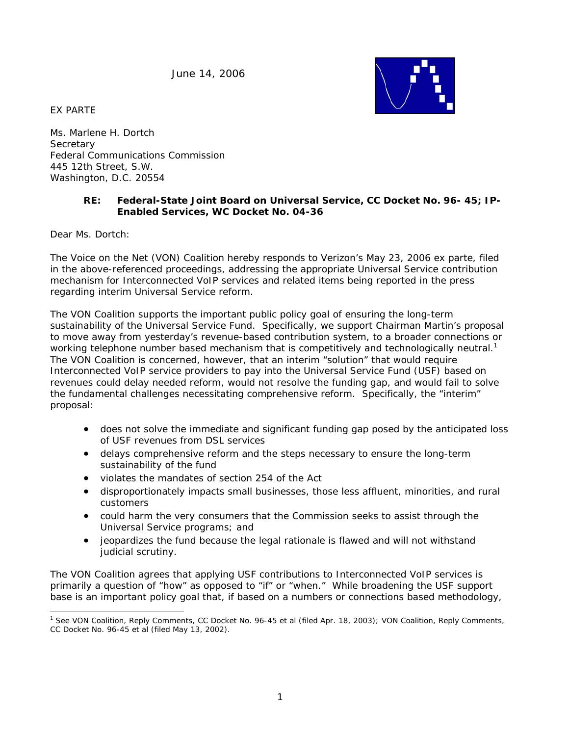June 14, 2006

EX PARTE

Ms. Marlene H. Dortch
Secretary
Federal Communications Commission
445 12th Street, S.W.
Washington, D.C. 20554

> **RE: Federal-State Joint Board on Universal Service, CC Docket No. 96- 45; IP-Enabled Services, WC Docket No. 04-36**

Dear Ms. Dortch:

The Voice on the Net (VON) Coalition hereby responds to Verizon's May 23, 2006 ex parte, filed in the above-referenced proceedings, addressing the appropriate Universal Service contribution mechanism for Interconnected VoIP services and related items being reported in the press regarding interim Universal Service reform.

The VON Coalition supports the important public policy goal of ensuring the long-term sustainability of the Universal Service Fund. Specifically, we support Chairman Martin's proposal to move away from yesterday's revenue-based contribution system, to a broader connections or working telephone number based mechanism that is competitively and technologically neutral.[1] The VON Coalition is concerned, however, that an interim "solution" that would require Interconnected VoIP service providers to pay into the Universal Service Fund (USF) based on revenues could delay needed reform, would not resolve the funding gap, and would fail to solve the fundamental challenges necessitating comprehensive reform. Specifically, the "interim" proposal:

- does not solve the immediate and significant funding gap posed by the anticipated loss of USF revenues from DSL services
- delays comprehensive reform and the steps necessary to ensure the long-term sustainability of the fund
- violates the mandates of section 254 of the Act
- disproportionately impacts small businesses, those less affluent, minorities, and rural customers
- could harm the very consumers that the Commission seeks to assist through the Universal Service programs; and
- jeopardizes the fund because the legal rationale is flawed and will not withstand judicial scrutiny.

The VON Coalition agrees that applying USF contributions to Interconnected VoIP services is primarily a question of "how" as opposed to "if" or "when." While broadening the USF support base is an important policy goal that, if based on a numbers or connections based methodology,

[1] See VON Coalition, Reply Comments, CC Docket No. 96-45 et al (filed Apr. 18, 2003); VON Coalition, Reply Comments, CC Docket No. 96-45 et al (filed May 13, 2002).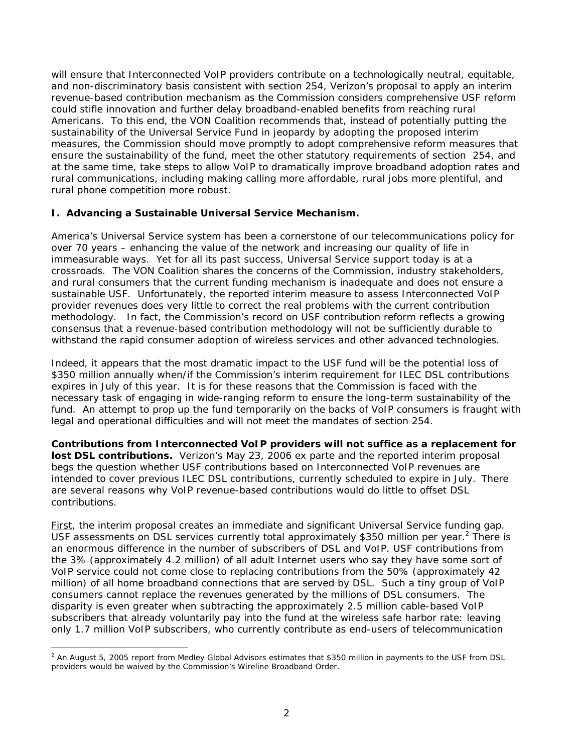will ensure that Interconnected VoIP providers contribute on a technologically neutral, equitable, and non-discriminatory basis consistent with section 254, Verizon's proposal to apply an interim revenue-based contribution mechanism as the Commission considers comprehensive USF reform could stifle innovation and further delay broadband-enabled benefits from reaching rural Americans. To this end, the VON Coalition recommends that, instead of potentially putting the sustainability of the Universal Service Fund in jeopardy by adopting the proposed interim measures, the Commission should move promptly to adopt comprehensive reform measures that ensure the sustainability of the fund, meet the other statutory requirements of section 254, and at the same time, take steps to allow VoIP to dramatically improve broadband adoption rates and rural communications, including making calling more affordable, rural jobs more plentiful, and rural phone competition more robust.

## I. Advancing a Sustainable Universal Service Mechanism.

America's Universal Service system has been a cornerstone of our telecommunications policy for over 70 years – enhancing the value of the network and increasing our quality of life in immeasurable ways. Yet for all its past success, Universal Service support today is at a crossroads. The VON Coalition shares the concerns of the Commission, industry stakeholders, and rural consumers that the current funding mechanism is inadequate and does not ensure a sustainable USF. Unfortunately, the reported interim measure to assess Interconnected VoIP provider revenues does very little to correct the real problems with the current contribution methodology. In fact, the Commission's record on USF contribution reform reflects a growing consensus that a revenue-based contribution methodology will not be sufficiently durable to withstand the rapid consumer adoption of wireless services and other advanced technologies.

Indeed, it appears that the most dramatic impact to the USF fund will be the potential loss of $350 million annually when/if the Commission's interim requirement for ILEC DSL contributions expires in July of this year. It is for these reasons that the Commission is faced with the necessary task of engaging in wide-ranging reform to ensure the long-term sustainability of the fund. An attempt to prop up the fund temporarily on the backs of VoIP consumers is fraught with legal and operational difficulties and will not meet the mandates of section 254.

**Contributions from Interconnected VoIP providers will not suffice as a replacement for lost DSL contributions.** Verizon's May 23, 2006 ex parte and the reported interim proposal begs the question whether USF contributions based on Interconnected VoIP revenues are intended to cover previous ILEC DSL contributions, currently scheduled to expire in July. There are several reasons why VoIP revenue-based contributions would do little to offset DSL contributions.

First, the interim proposal creates an immediate and significant Universal Service funding gap. USF assessments on DSL services currently total approximately $350 million per year.[2] There is an enormous difference in the number of subscribers of DSL and VoIP. USF contributions from the 3% (approximately 4.2 million) of all adult Internet users who say they have some sort of VoIP service could not come close to replacing contributions from the 50% (approximately 42 million) of all home broadband connections that are served by DSL. Such a tiny group of VoIP consumers cannot replace the revenues generated by the millions of DSL consumers. The disparity is even greater when subtracting the approximately 2.5 million cable-based VoIP subscribers that already voluntarily pay into the fund at the wireless safe harbor rate: leaving only 1.7 million VoIP subscribers, who currently contribute as end-users of telecommunication

---

[2] An August 5, 2005 report from Medley Global Advisors estimates that $350 million in payments to the USF from DSL providers would be waived by the Commission's Wireline Broadband Order.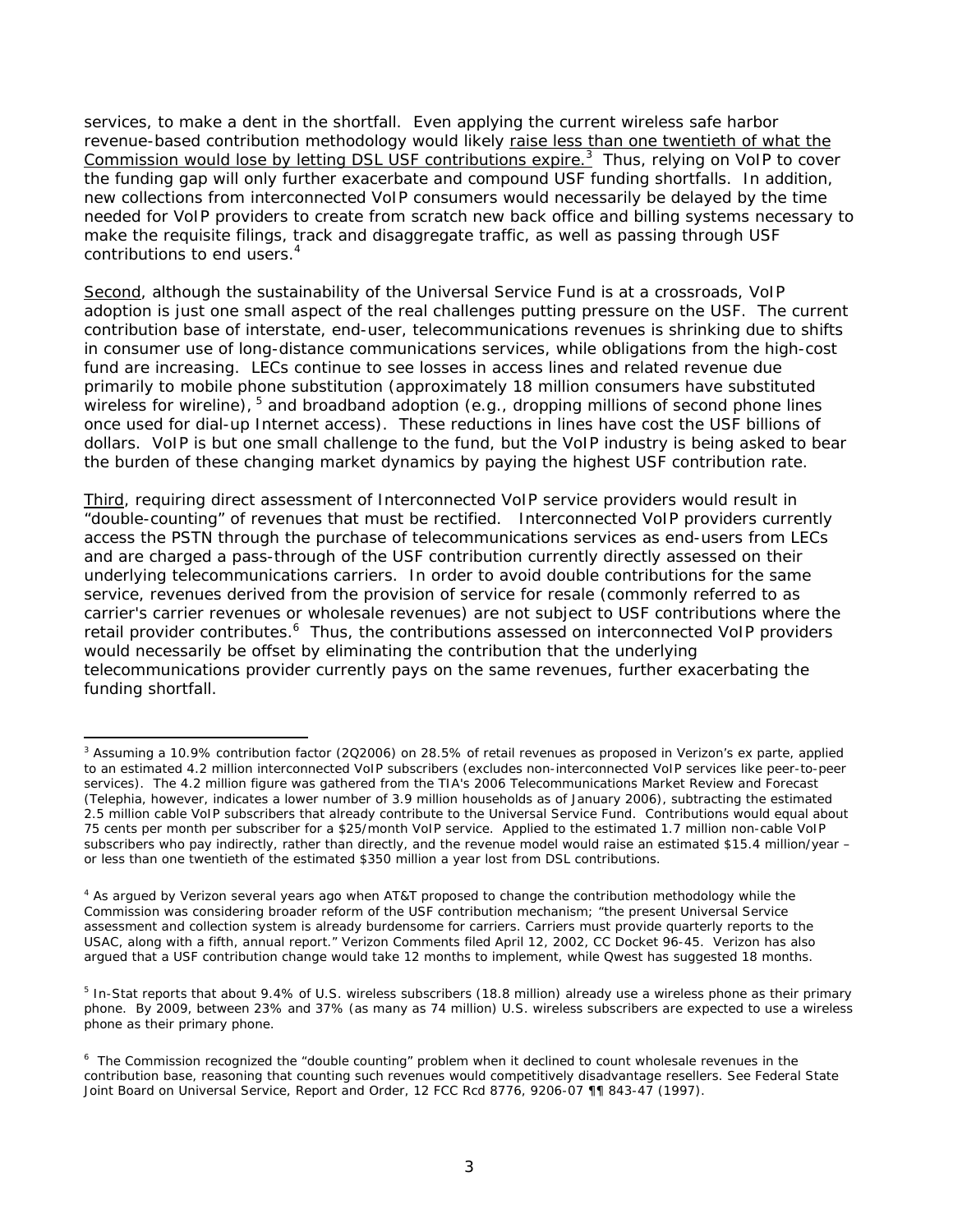services, to make a dent in the shortfall. Even applying the current wireless safe harbor revenue-based contribution methodology would likely <u>raise less than one twentieth of what the Commission would lose by letting DSL USF contributions expire.</u>[3] Thus, relying on VoIP to cover the funding gap will only further exacerbate and compound USF funding shortfalls. In addition, new collections from interconnected VoIP consumers would necessarily be delayed by the time needed for VoIP providers to create from scratch new back office and billing systems necessary to make the requisite filings, track and disaggregate traffic, as well as passing through USF contributions to end users.[4]

<u>Second</u>, although the sustainability of the Universal Service Fund is at a crossroads, VoIP adoption is just one small aspect of the real challenges putting pressure on the USF. The current contribution base of interstate, end-user, telecommunications revenues is shrinking due to shifts in consumer use of long-distance communications services, while obligations from the high-cost fund are increasing. LECs continue to see losses in access lines and related revenue due primarily to mobile phone substitution (approximately 18 million consumers have substituted wireless for wireline),[5] and broadband adoption (e.g., dropping millions of second phone lines once used for dial-up Internet access). These reductions in lines have cost the USF billions of dollars. VoIP is but one small challenge to the fund, but the VoIP industry is being asked to bear the burden of these changing market dynamics by paying the highest USF contribution rate.

<u>Third</u>, requiring direct assessment of Interconnected VoIP service providers would result in "double-counting" of revenues that must be rectified. Interconnected VoIP providers currently access the PSTN through the purchase of telecommunications services as end-users from LECs and are charged a pass-through of the USF contribution currently directly assessed on their underlying telecommunications carriers. In order to avoid double contributions for the same service, revenues derived from the provision of service for resale (commonly referred to as carrier's carrier revenues or wholesale revenues) are not subject to USF contributions where the retail provider contributes.[6] Thus, the contributions assessed on interconnected VoIP providers would necessarily be offset by eliminating the contribution that the underlying telecommunications provider currently pays on the same revenues, further exacerbating the funding shortfall.

---

[3] Assuming a 10.9% contribution factor (2Q2006) on 28.5% of retail revenues as proposed in Verizon's ex parte, applied to an estimated 4.2 million interconnected VoIP subscribers (excludes non-interconnected VoIP services like peer-to-peer services). The 4.2 million figure was gathered from the TIA's 2006 Telecommunications Market Review and Forecast (Telephia, however, indicates a lower number of 3.9 million households as of January 2006), subtracting the estimated 2.5 million cable VoIP subscribers that already contribute to the Universal Service Fund. Contributions would equal about 75 cents per month per subscriber for a $25/month VoIP service. Applied to the estimated 1.7 million non-cable VoIP subscribers who pay indirectly, rather than directly, and the revenue model would raise an estimated $15.4 million/year – or less than one twentieth of the estimated $350 million a year lost from DSL contributions.

[4] As argued by Verizon several years ago when AT&T proposed to change the contribution methodology while the Commission was considering broader reform of the USF contribution mechanism; "the present Universal Service assessment and collection system is already burdensome for carriers. Carriers must provide quarterly reports to the USAC, along with a fifth, annual report." Verizon Comments filed April 12, 2002, CC Docket 96-45. Verizon has also argued that a USF contribution change would take 12 months to implement, while Qwest has suggested 18 months.

[5] In-Stat reports that about 9.4% of U.S. wireless subscribers (18.8 million) already use a wireless phone as their primary phone. By 2009, between 23% and 37% (as many as 74 million) U.S. wireless subscribers are expected to use a wireless phone as their primary phone.

[6] The Commission recognized the "double counting" problem when it declined to count wholesale revenues in the contribution base, reasoning that counting such revenues would competitively disadvantage resellers. See Federal State Joint Board on Universal Service, Report and Order, 12 FCC Rcd 8776, 9206-07 ¶¶ 843-47 (1997).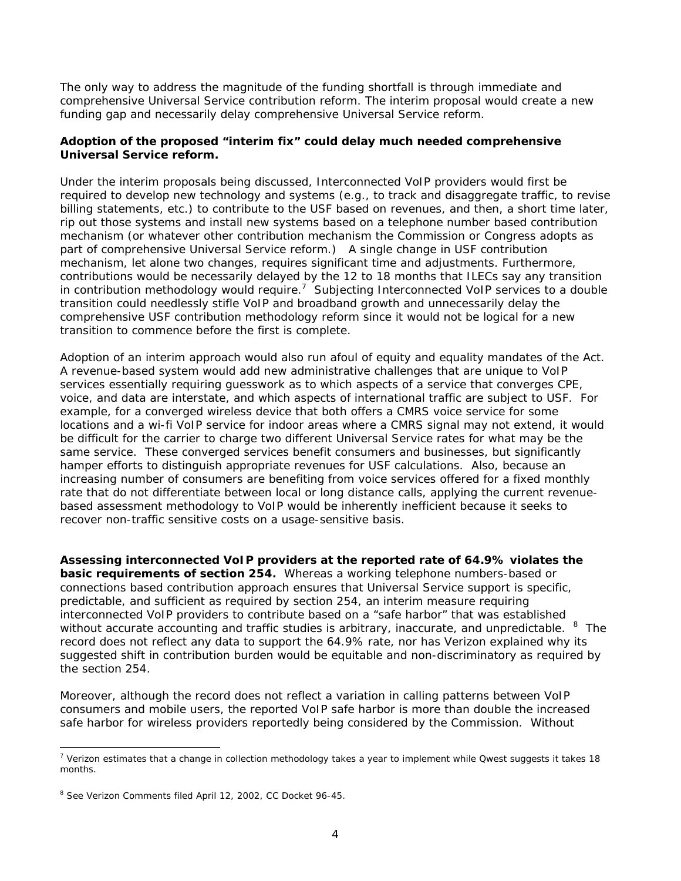The only way to address the magnitude of the funding shortfall is through immediate and comprehensive Universal Service contribution reform. The interim proposal would create a new funding gap and necessarily delay comprehensive Universal Service reform.

**Adoption of the proposed "interim fix" could delay much needed comprehensive Universal Service reform.**

Under the interim proposals being discussed, Interconnected VoIP providers would first be required to develop new technology and systems (e.g., to track and disaggregate traffic, to revise billing statements, etc.) to contribute to the USF based on revenues, and then, a short time later, rip out those systems and install new systems based on a telephone number based contribution mechanism (or whatever other contribution mechanism the Commission or Congress adopts as part of comprehensive Universal Service reform.) A single change in USF contribution mechanism, let alone two changes, requires significant time and adjustments. Furthermore, contributions would be necessarily delayed by the 12 to 18 months that ILECs say any transition in contribution methodology would require.[7] Subjecting Interconnected VoIP services to a double transition could needlessly stifle VoIP and broadband growth and unnecessarily delay the comprehensive USF contribution methodology reform since it would not be logical for a new transition to commence before the first is complete.

Adoption of an interim approach would also run afoul of equity and equality mandates of the Act. A revenue-based system would add new administrative challenges that are unique to VoIP services essentially requiring guesswork as to which aspects of a service that converges CPE, voice, and data are interstate, and which aspects of international traffic are subject to USF. For example, for a converged wireless device that both offers a CMRS voice service for some locations and a wi-fi VoIP service for indoor areas where a CMRS signal may not extend, it would be difficult for the carrier to charge two different Universal Service rates for what may be the same service. These converged services benefit consumers and businesses, but significantly hamper efforts to distinguish appropriate revenues for USF calculations. Also, because an increasing number of consumers are benefiting from voice services offered for a fixed monthly rate that do not differentiate between local or long distance calls, applying the current revenue-based assessment methodology to VoIP would be inherently inefficient because it seeks to recover non-traffic sensitive costs on a usage-sensitive basis.

**Assessing interconnected VoIP providers at the reported rate of 64.9% violates the basic requirements of section 254.** Whereas a working telephone numbers-based or connections based contribution approach ensures that Universal Service support is specific, predictable, and sufficient as required by section 254, an interim measure requiring interconnected VoIP providers to contribute based on a "safe harbor" that was established without accurate accounting and traffic studies is arbitrary, inaccurate, and unpredictable. [8] The record does not reflect any data to support the 64.9% rate, nor has Verizon explained why its suggested shift in contribution burden would be equitable and non-discriminatory as required by the section 254.

Moreover, although the record does not reflect a variation in calling patterns between VoIP consumers and mobile users, the reported VoIP safe harbor is more than double the increased safe harbor for wireless providers reportedly being considered by the Commission. Without

---

[7] Verizon estimates that a change in collection methodology takes a year to implement while Qwest suggests it takes 18 months.

[8] See Verizon Comments filed April 12, 2002, CC Docket 96-45.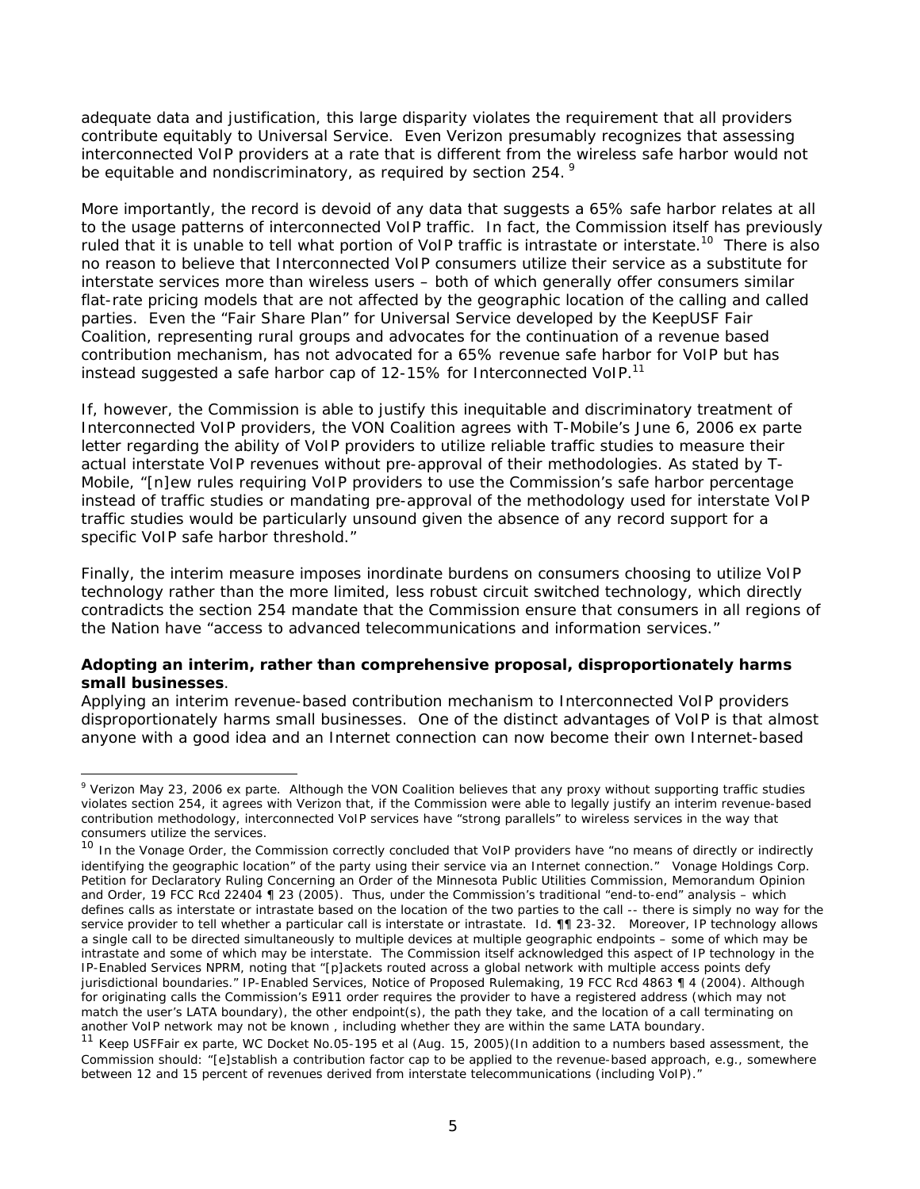adequate data and justification, this large disparity violates the requirement that all providers contribute equitably to Universal Service. Even Verizon presumably recognizes that assessing interconnected VoIP providers at a rate that is different from the wireless safe harbor would not be equitable and nondiscriminatory, as required by section 254. [9]

More importantly, the record is devoid of any data that suggests a 65% safe harbor relates at all to the usage patterns of interconnected VoIP traffic. In fact, the Commission itself has previously ruled that it is unable to tell what portion of VoIP traffic is intrastate or interstate.[10] There is also no reason to believe that Interconnected VoIP consumers utilize their service as a substitute for interstate services more than wireless users – both of which generally offer consumers similar flat-rate pricing models that are not affected by the geographic location of the calling and called parties. Even the "Fair Share Plan" for Universal Service developed by the KeepUSF Fair Coalition, representing rural groups and advocates for the continuation of a revenue based contribution mechanism, has not advocated for a 65% revenue safe harbor for VoIP but has instead suggested a safe harbor cap of 12-15% for Interconnected VoIP.[11]

If, however, the Commission is able to justify this inequitable and discriminatory treatment of Interconnected VoIP providers, the VON Coalition agrees with T-Mobile's June 6, 2006 ex parte letter regarding the ability of VoIP providers to utilize reliable traffic studies to measure their actual interstate VoIP revenues without pre-approval of their methodologies. As stated by T-Mobile, "[n]ew rules requiring VoIP providers to use the Commission's safe harbor percentage instead of traffic studies or mandating pre-approval of the methodology used for interstate VoIP traffic studies would be particularly unsound given the absence of any record support for a specific VoIP safe harbor threshold."

Finally, the interim measure imposes inordinate burdens on consumers choosing to utilize VoIP technology rather than the more limited, less robust circuit switched technology, which directly contradicts the section 254 mandate that the Commission ensure that consumers in all regions of the Nation have "access to advanced telecommunications and information services."

**Adopting an interim, rather than comprehensive proposal, disproportionately harms small businesses**.

Applying an interim revenue-based contribution mechanism to Interconnected VoIP providers disproportionately harms small businesses. One of the distinct advantages of VoIP is that almost anyone with a good idea and an Internet connection can now become their own Internet-based

---

[9] Verizon May 23, 2006 ex parte. Although the VON Coalition believes that any proxy without supporting traffic studies violates section 254, it agrees with Verizon that, if the Commission were able to legally justify an interim revenue-based contribution methodology, interconnected VoIP services have "strong parallels" to wireless services in the way that consumers utilize the services.

[10] In the Vonage Order, the Commission correctly concluded that VoIP providers have "no means of directly or indirectly identifying the geographic location" of the party using their service via an Internet connection." Vonage Holdings Corp. Petition for Declaratory Ruling Concerning an Order of the Minnesota Public Utilities Commission, Memorandum Opinion and Order, 19 FCC Rcd 22404 ¶ 23 (2005). Thus, under the Commission's traditional "end-to-end" analysis – which defines calls as interstate or intrastate based on the location of the two parties to the call -- there is simply no way for the service provider to tell whether a particular call is interstate or intrastate. Id. ¶¶ 23-32. Moreover, IP technology allows a single call to be directed simultaneously to multiple devices at multiple geographic endpoints – some of which may be intrastate and some of which may be interstate. The Commission itself acknowledged this aspect of IP technology in the IP-Enabled Services NPRM, noting that "[p]ackets routed across a global network with multiple access points defy jurisdictional boundaries." IP-Enabled Services, Notice of Proposed Rulemaking, 19 FCC Rcd 4863 ¶ 4 (2004). Although for originating calls the Commission's E911 order requires the provider to have a registered address (which may not match the user's LATA boundary), the other endpoint(s), the path they take, and the location of a call terminating on another VoIP network may not be known , including whether they are within the same LATA boundary.

[11] Keep USFFair ex parte, WC Docket No.05-195 et al (Aug. 15, 2005)(In addition to a numbers based assessment, the Commission should: "[e]stablish a contribution factor cap to be applied to the revenue-based approach, e.g., somewhere between 12 and 15 percent of revenues derived from interstate telecommunications (including VoIP)."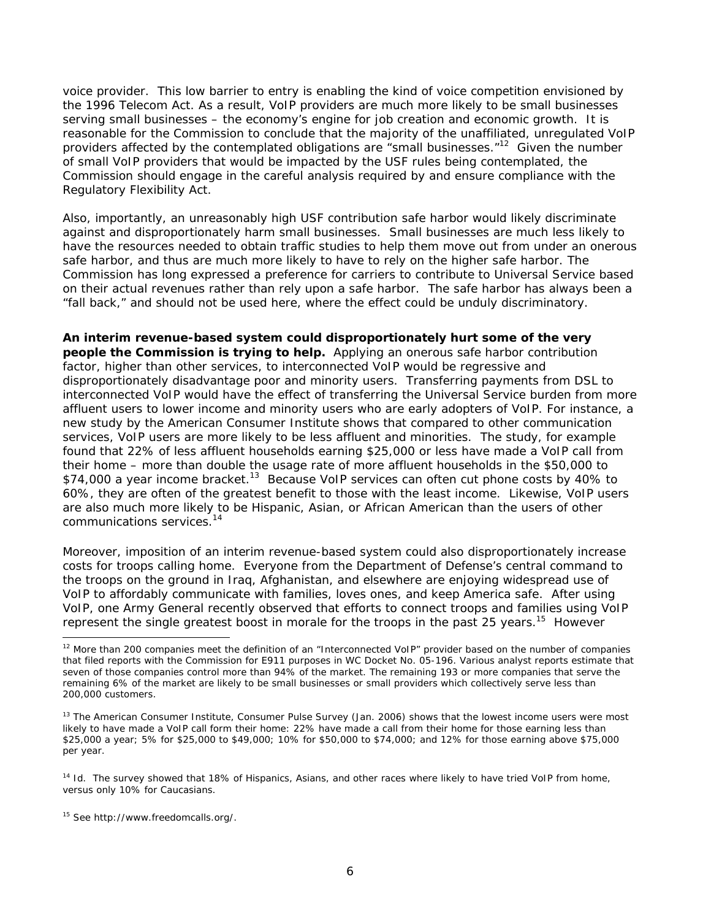voice provider. This low barrier to entry is enabling the kind of voice competition envisioned by the 1996 Telecom Act. As a result, VoIP providers are much more likely to be small businesses serving small businesses – the economy's engine for job creation and economic growth. It is reasonable for the Commission to conclude that the majority of the unaffiliated, unregulated VoIP providers affected by the contemplated obligations are "small businesses."[12] Given the number of small VoIP providers that would be impacted by the USF rules being contemplated, the Commission should engage in the careful analysis required by and ensure compliance with the Regulatory Flexibility Act.

Also, importantly, an unreasonably high USF contribution safe harbor would likely discriminate against and disproportionately harm small businesses. Small businesses are much less likely to have the resources needed to obtain traffic studies to help them move out from under an onerous safe harbor, and thus are much more likely to have to rely on the higher safe harbor. The Commission has long expressed a preference for carriers to contribute to Universal Service based on their actual revenues rather than rely upon a safe harbor. The safe harbor has always been a "fall back," and should not be used here, where the effect could be unduly discriminatory.

**An interim revenue-based system could disproportionately hurt some of the very people the Commission is trying to help.** Applying an onerous safe harbor contribution factor, higher than other services, to interconnected VoIP would be regressive and disproportionately disadvantage poor and minority users. Transferring payments from DSL to interconnected VoIP would have the effect of transferring the Universal Service burden from more affluent users to lower income and minority users who are early adopters of VoIP. For instance, a new study by the American Consumer Institute shows that compared to other communication services, VoIP users are more likely to be less affluent and minorities. The study, for example found that 22% of less affluent households earning $25,000 or less have made a VoIP call from their home – more than double the usage rate of more affluent households in the $50,000 to $74,000 a year income bracket.[13] Because VoIP services can often cut phone costs by 40% to 60%, they are often of the greatest benefit to those with the least income. Likewise, VoIP users are also much more likely to be Hispanic, Asian, or African American than the users of other communications services.[14]

Moreover, imposition of an interim revenue-based system could also disproportionately increase costs for troops calling home. Everyone from the Department of Defense's central command to the troops on the ground in Iraq, Afghanistan, and elsewhere are enjoying widespread use of VoIP to affordably communicate with families, loves ones, and keep America safe. After using VoIP, one Army General recently observed that efforts to connect troops and families using VoIP represent the single greatest boost in morale for the troops in the past 25 years.[15] However

---

[12] More than 200 companies meet the definition of an "Interconnected VoIP" provider based on the number of companies that filed reports with the Commission for E911 purposes in WC Docket No. 05-196. Various analyst reports estimate that seven of those companies control more than 94% of the market. The remaining 193 or more companies that serve the remaining 6% of the market are likely to be small businesses or small providers which collectively serve less than 200,000 customers.

[13] The American Consumer Institute, Consumer Pulse Survey (Jan. 2006) shows that the lowest income users were most likely to have made a VoIP call form their home: 22% have made a call from their home for those earning less than $25,000 a year; 5% for $25,000 to $49,000; 10% for $50,000 to $74,000; and 12% for those earning above $75,000 per year.

[14] Id. The survey showed that 18% of Hispanics, Asians, and other races where likely to have tried VoIP from home, versus only 10% for Caucasians.

[15] See http://www.freedomcalls.org/.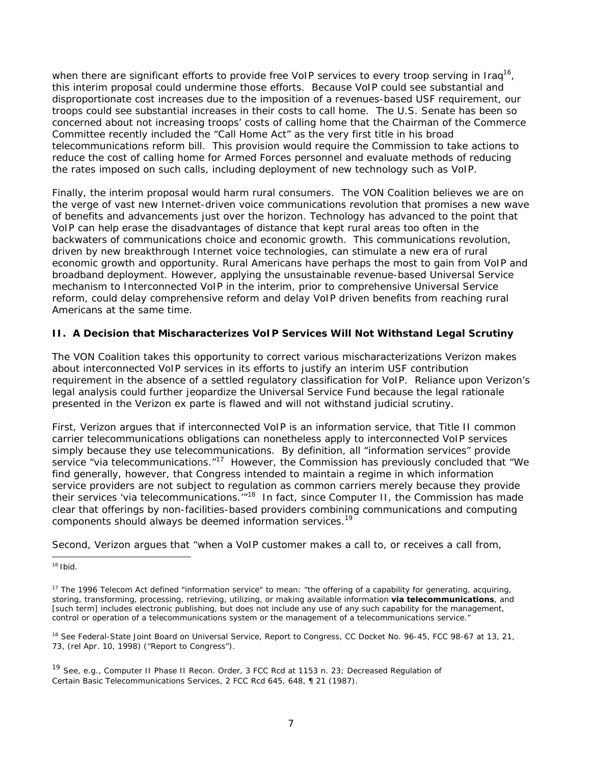when there are significant efforts to provide free VoIP services to every troop serving in Iraq[16], this interim proposal could undermine those efforts. Because VoIP could see substantial and disproportionate cost increases due to the imposition of a revenues-based USF requirement, our troops could see substantial increases in their costs to call home. The U.S. Senate has been so concerned about not increasing troops' costs of calling home that the Chairman of the Commerce Committee recently included the "Call Home Act" as the very first title in his broad telecommunications reform bill. This provision would require the Commission to take actions to reduce the cost of calling home for Armed Forces personnel and evaluate methods of reducing the rates imposed on such calls, including deployment of new technology such as VoIP.

Finally, the interim proposal would harm rural consumers. The VON Coalition believes we are on the verge of vast new Internet-driven voice communications revolution that promises a new wave of benefits and advancements just over the horizon. Technology has advanced to the point that VoIP can help erase the disadvantages of distance that kept rural areas too often in the backwaters of communications choice and economic growth. This communications revolution, driven by new breakthrough Internet voice technologies, can stimulate a new era of rural economic growth and opportunity. Rural Americans have perhaps the most to gain from VoIP and broadband deployment. However, applying the unsustainable revenue-based Universal Service mechanism to Interconnected VoIP in the interim, prior to comprehensive Universal Service reform, could delay comprehensive reform and delay VoIP driven benefits from reaching rural Americans at the same time.

## II. A Decision that Mischaracterizes VoIP Services Will Not Withstand Legal Scrutiny

The VON Coalition takes this opportunity to correct various mischaracterizations Verizon makes about interconnected VoIP services in its efforts to justify an interim USF contribution requirement in the absence of a settled regulatory classification for VoIP. Reliance upon Verizon's legal analysis could further jeopardize the Universal Service Fund because the legal rationale presented in the Verizon ex parte is flawed and will not withstand judicial scrutiny.

First, Verizon argues that if interconnected VoIP is an information service, that Title II common carrier telecommunications obligations can nonetheless apply to interconnected VoIP services simply because they use telecommunications. By definition, all "information services" provide service "via telecommunications."[17] However, the Commission has previously concluded that "We find generally, however, that Congress intended to maintain a regime in which information service providers are not subject to regulation as common carriers merely because they provide their services 'via telecommunications.'"[18] In fact, since Computer II, the Commission has made clear that offerings by non-facilities-based providers combining communications and computing components should always be deemed information services.[19]

Second, Verizon argues that "when a VoIP customer makes a call to, or receives a call from,

---

[16] Ibid.

[17] The 1996 Telecom Act defined "information service" to mean: "the offering of a capability for generating, acquiring, storing, transforming, processing, retrieving, utilizing, or making available information **via telecommunications**, and [such term] includes electronic publishing, but does not include any use of any such capability for the management, control or operation of a telecommunications system or the management of a telecommunications service."

[18] See Federal-State Joint Board on Universal Service, Report to Congress, CC Docket No. 96-45, FCC 98-67 at 13, 21, 73, (rel Apr. 10, 1998) ("Report to Congress").

[19] See, e.g., Computer II Phase II Recon. Order, 3 FCC Rcd at 1153 n. 23; Decreased Regulation of Certain Basic Telecommunications Services, 2 FCC Rcd 645, 648, ¶ 21 (1987).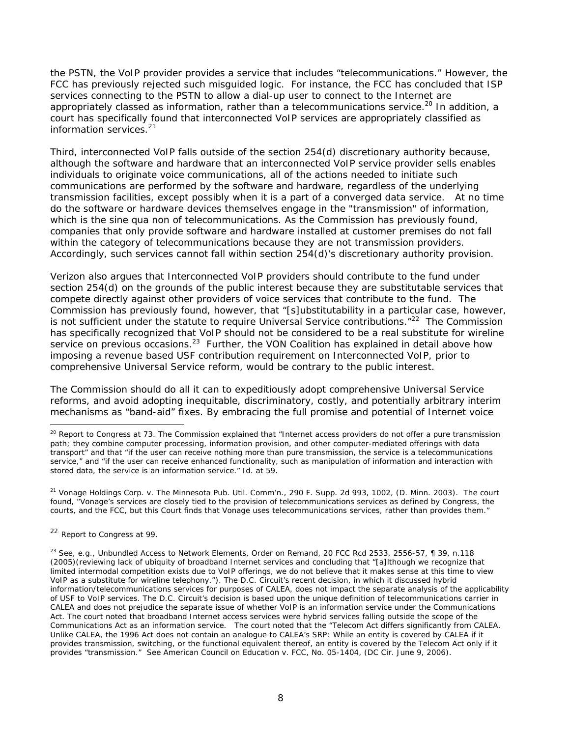the PSTN, the VoIP provider provides a service that includes "telecommunications." However, the FCC has previously rejected such misguided logic. For instance, the FCC has concluded that ISP services connecting to the PSTN to allow a dial-up user to connect to the Internet are appropriately classed as information, rather than a telecommunications service.[20] In addition, a court has specifically found that interconnected VoIP services are appropriately classified as information services.[21]

Third, interconnected VoIP falls outside of the section 254(d) discretionary authority because, although the software and hardware that an interconnected VoIP service provider sells enables individuals to originate voice communications, all of the actions needed to initiate such communications are performed by the software and hardware, regardless of the underlying transmission facilities, except possibly when it is a part of a converged data service. At no time do the software or hardware devices themselves engage in the "transmission" of information, which is the sine qua non of telecommunications. As the Commission has previously found, companies that only provide software and hardware installed at customer premises do not fall within the category of telecommunications because they are not transmission providers. Accordingly, such services cannot fall within section 254(d)'s discretionary authority provision.

Verizon also argues that Interconnected VoIP providers should contribute to the fund under section 254(d) on the grounds of the public interest because they are substitutable services that compete directly against other providers of voice services that contribute to the fund. The Commission has previously found, however, that "[s]ubstitutability in a particular case, however, is not sufficient under the statute to require Universal Service contributions."[22] The Commission has specifically recognized that VoIP should not be considered to be a real substitute for wireline service on previous occasions.[23] Further, the VON Coalition has explained in detail above how imposing a revenue based USF contribution requirement on Interconnected VoIP, prior to comprehensive Universal Service reform, would be contrary to the public interest.

The Commission should do all it can to expeditiously adopt comprehensive Universal Service reforms, and avoid adopting inequitable, discriminatory, costly, and potentially arbitrary interim mechanisms as "band-aid" fixes. By embracing the full promise and potential of Internet voice

---

[20] Report to Congress at 73. The Commission explained that "Internet access providers do not offer a pure transmission path; they combine computer processing, information provision, and other computer-mediated offerings with data transport" and that "if the user can receive nothing more than pure transmission, the service is a telecommunications service," and "if the user can receive enhanced functionality, such as manipulation of information and interaction with stored data, the service is an information service." Id. at 59.

[21] Vonage Holdings Corp. v. The Minnesota Pub. Util. Comm'n., 290 F. Supp. 2d 993, 1002, (D. Minn. 2003). The court found, "Vonage's services are closely tied to the provision of telecommunications services as defined by Congress, the courts, and the FCC, but this Court finds that Vonage uses telecommunications services, rather than provides them."

[22] Report to Congress at 99.

[23] See, e.g., Unbundled Access to Network Elements, Order on Remand, 20 FCC Rcd 2533, 2556-57, ¶ 39, n.118 (2005)(reviewing lack of ubiquity of broadband Internet services and concluding that "[a]lthough we recognize that limited intermodal competition exists due to VoIP offerings, we do not believe that it makes sense at this time to view VoIP as a substitute for wireline telephony."). The D.C. Circuit's recent decision, in which it discussed hybrid information/telecommunications services for purposes of CALEA, does not impact the separate analysis of the applicability of USF to VoIP services. The D.C. Circuit's decision is based upon the unique definition of telecommunications carrier in CALEA and does not prejudice the separate issue of whether VoIP is an information service under the Communications Act. The court noted that broadband Internet access services were hybrid services falling outside the scope of the Communications Act as an information service. The court noted that the "Telecom Act differs significantly from CALEA. Unlike CALEA, the 1996 Act does not contain an analogue to CALEA's SRP: While an entity is covered by CALEA if it provides transmission, switching, or the functional equivalent thereof, an entity is covered by the Telecom Act only if it provides "transmission." See American Council on Education v. FCC, No. 05-1404, (DC Cir. June 9, 2006).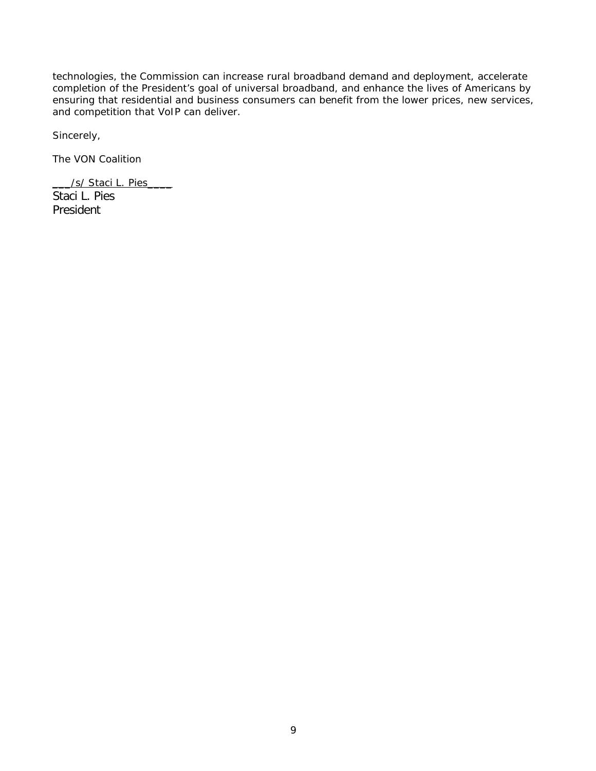technologies, the Commission can increase rural broadband demand and deployment, accelerate completion of the President's goal of universal broadband, and enhance the lives of Americans by ensuring that residential and business consumers can benefit from the lower prices, new services, and competition that VoIP can deliver.

Sincerely,

The VON Coalition

___/s/ Staci L. Pies____
Staci L. Pies
President